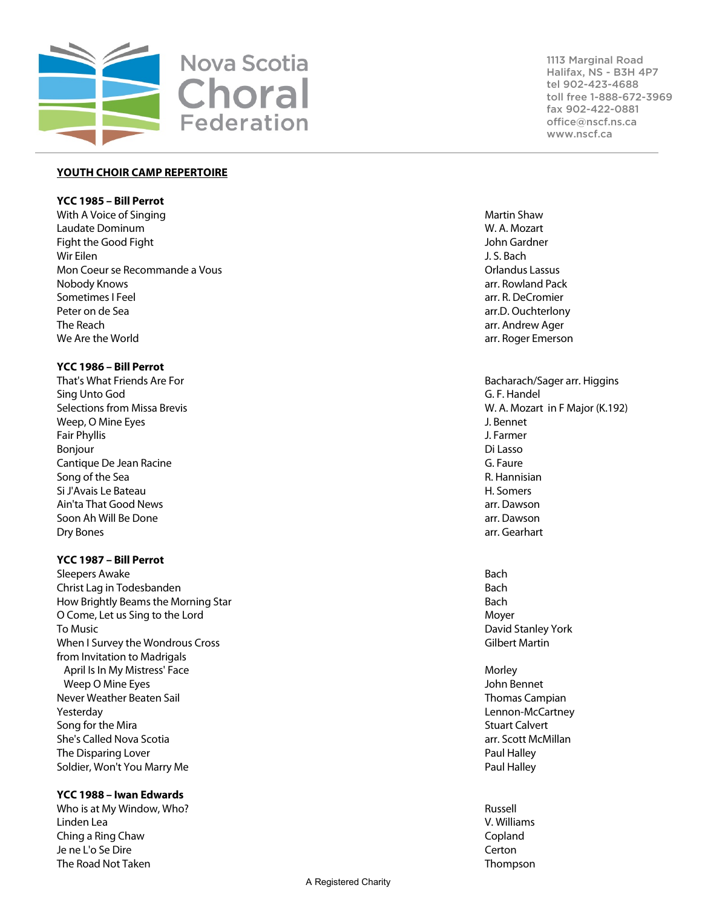Nova Scotia Choral Federation

1113 Marginal Road
Halifax, NS - B3H 4P7
tel 902-423-4688
toll free 1-888-672-3969
fax 902-422-0881
office@nscf.ns.ca
www.nscf.ca

# YOUTH CHOIR CAMP REPERTOIRE

**YCC 1985 – Bill Perrot**

| | |
|---|---|
| With A Voice of Singing | Martin Shaw |
| Laudate Dominum | W. A. Mozart |
| Fight the Good Fight | John Gardner |
| Wir Eilen | J. S. Bach |
| Mon Coeur se Recommande a Vous | Orlandus Lassus |
| Nobody Knows | arr. Rowland Pack |
| Sometimes I Feel | arr. R. DeCromier |
| Peter on de Sea | arr.D. Ouchterlony |
| The Reach | arr. Andrew Ager |
| We Are the World | arr. Roger Emerson |

**YCC 1986 – Bill Perrot**

| | |
|---|---|
| That's What Friends Are For | Bacharach/Sager arr. Higgins |
| Sing Unto God | G. F. Handel |
| Selections from Missa Brevis | W. A. Mozart in F Major (K.192) |
| Weep, O Mine Eyes | J. Bennet |
| Fair Phyllis | J. Farmer |
| Bonjour | Di Lasso |
| Cantique De Jean Racine | G. Faure |
| Song of the Sea | R. Hannisian |
| Si J'Avais Le Bateau | H. Somers |
| Ain'ta That Good News | arr. Dawson |
| Soon Ah Will Be Done | arr. Dawson |
| Dry Bones | arr. Gearhart |

**YCC 1987 – Bill Perrot**

| | |
|---|---|
| Sleepers Awake | Bach |
| Christ Lag in Todesbanden | Bach |
| How Brightly Beams the Morning Star | Bach |
| O Come, Let us Sing to the Lord | Moyer |
| To Music | David Stanley York |
| When I Survey the Wondrous Cross | Gilbert Martin |
| from Invitation to Madrigals | |
| April Is In My Mistress' Face | Morley |
| Weep O Mine Eyes | John Bennet |
| Never Weather Beaten Sail | Thomas Campian |
| Yesterday | Lennon-McCartney |
| Song for the Mira | Stuart Calvert |
| She's Called Nova Scotia | arr. Scott McMillan |
| The Disparing Lover | Paul Halley |
| Soldier, Won't You Marry Me | Paul Halley |

**YCC 1988 – Iwan Edwards**

| | |
|---|---|
| Who is at My Window, Who? | Russell |
| Linden Lea | V. Williams |
| Ching a Ring Chaw | Copland |
| Je ne L'o Se Dire | Certon |
| The Road Not Taken | Thompson |

A Registered Charity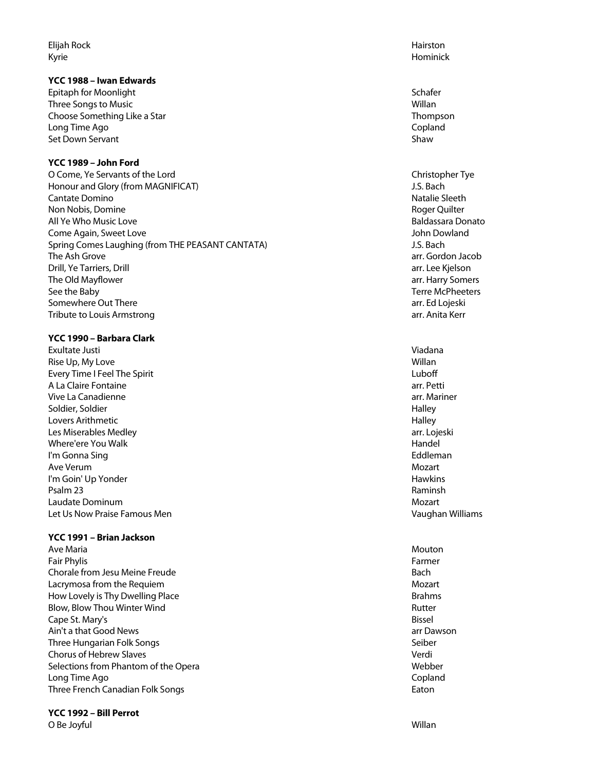| | |
|---|---|
| Elijah Rock | Hairston |
| Kyrie | Hominick |

**YCC 1988 – Iwan Edwards**

| | |
|---|---|
| Epitaph for Moonlight | Schafer |
| Three Songs to Music | Willan |
| Choose Something Like a Star | Thompson |
| Long Time Ago | Copland |
| Set Down Servant | Shaw |

**YCC 1989 – John Ford**

| | |
|---|---|
| O Come, Ye Servants of the Lord | Christopher Tye |
| Honour and Glory (from MAGNIFICAT) | J.S. Bach |
| Cantate Domino | Natalie Sleeth |
| Non Nobis, Domine | Roger Quilter |
| All Ye Who Music Love | Baldassara Donato |
| Come Again, Sweet Love | John Dowland |
| Spring Comes Laughing (from THE PEASANT CANTATA) | J.S. Bach |
| The Ash Grove | arr. Gordon Jacob |
| Drill, Ye Tarriers, Drill | arr. Lee Kjelson |
| The Old Mayflower | arr. Harry Somers |
| See the Baby | Terre McPheeters |
| Somewhere Out There | arr. Ed Lojeski |
| Tribute to Louis Armstrong | arr. Anita Kerr |

**YCC 1990 – Barbara Clark**

| | |
|---|---|
| Exultate Justi | Viadana |
| Rise Up, My Love | Willan |
| Every Time I Feel The Spirit | Luboff |
| A La Claire Fontaine | arr. Petti |
| Vive La Canadienne | arr. Mariner |
| Soldier, Soldier | Halley |
| Lovers Arithmetic | Halley |
| Les Miserables Medley | arr. Lojeski |
| Where'ere You Walk | Handel |
| I'm Gonna Sing | Eddleman |
| Ave Verum | Mozart |
| I'm Goin' Up Yonder | Hawkins |
| Psalm 23 | Raminsh |
| Laudate Dominum | Mozart |
| Let Us Now Praise Famous Men | Vaughan Williams |

**YCC 1991 – Brian Jackson**

| | |
|---|---|
| Ave Maria | Mouton |
| Fair Phylis | Farmer |
| Chorale from Jesu Meine Freude | Bach |
| Lacrymosa from the Requiem | Mozart |
| How Lovely is Thy Dwelling Place | Brahms |
| Blow, Blow Thou Winter Wind | Rutter |
| Cape St. Mary's | Bissel |
| Ain't a that Good News | arr Dawson |
| Three Hungarian Folk Songs | Seiber |
| Chorus of Hebrew Slaves | Verdi |
| Selections from Phantom of the Opera | Webber |
| Long Time Ago | Copland |
| Three French Canadian Folk Songs | Eaton |

**YCC 1992 – Bill Perrot**

| | |
|---|---|
| O Be Joyful | Willan |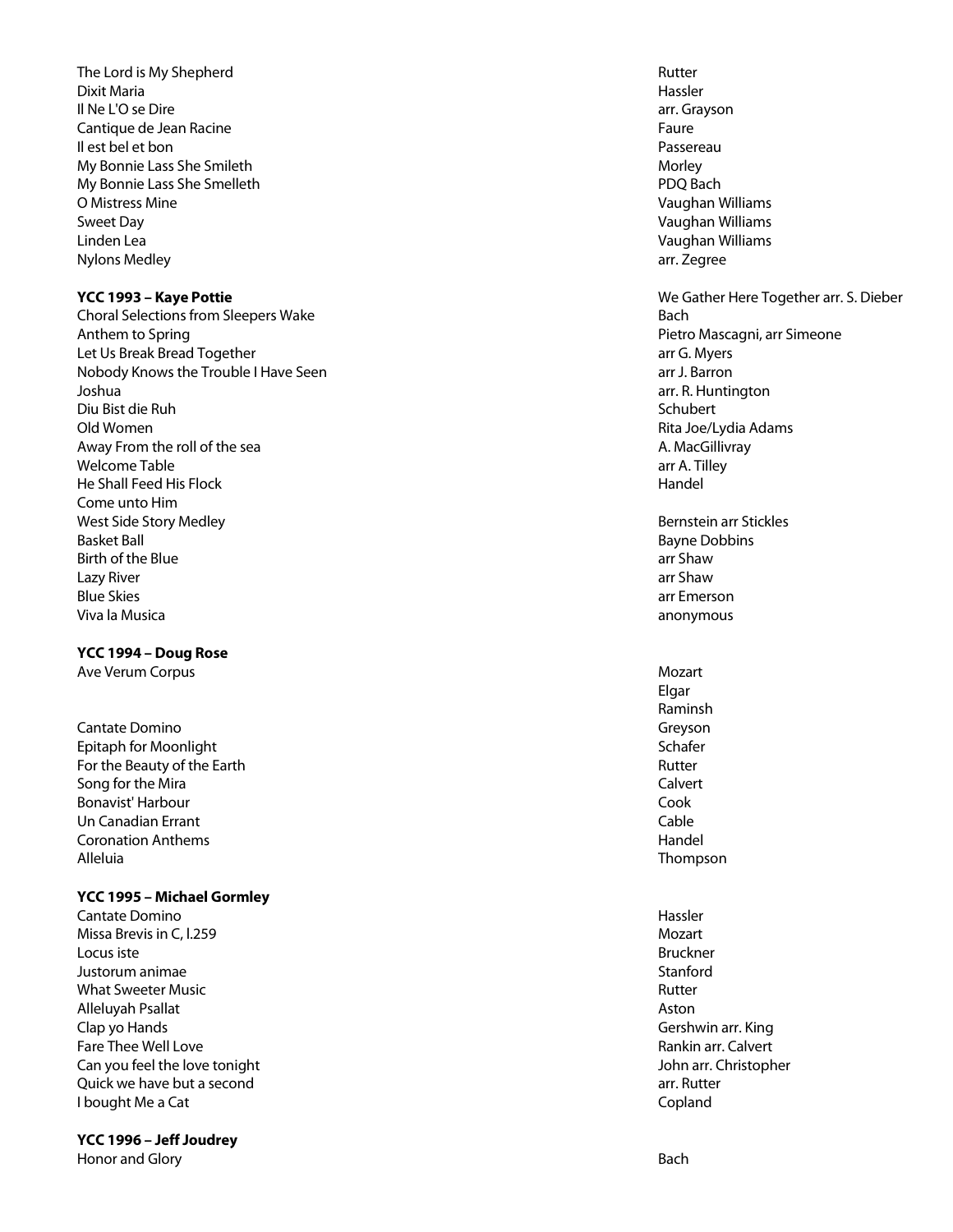| | |
|---|---|
| The Lord is My Shepherd | Rutter |
| Dixit Maria | Hassler |
| Il Ne L'O se Dire | arr. Grayson |
| Cantique de Jean Racine | Faure |
| Il est bel et bon | Passereau |
| My Bonnie Lass She Smileth | Morley |
| My Bonnie Lass She Smelleth | PDQ Bach |
| O Mistress Mine | Vaughan Williams |
| Sweet Day | Vaughan Williams |
| Linden Lea | Vaughan Williams |
| Nylons Medley | arr. Zegree |

**YCC 1993 – Kaye Pottie**

| | |
|---|---|
| | We Gather Here Together arr. S. Dieber |
| Choral Selections from Sleepers Wake | Bach |
| Anthem to Spring | Pietro Mascagni, arr Simeone |
| Let Us Break Bread Together | arr G. Myers |
| Nobody Knows the Trouble I Have Seen | arr J. Barron |
| Joshua | arr. R. Huntington |
| Diu Bist die Ruh | Schubert |
| Old Women | Rita Joe/Lydia Adams |
| Away From the roll of the sea | A. MacGillivray |
| Welcome Table | arr A. Tilley |
| He Shall Feed His Flock | Handel |
| Come unto Him | |
| West Side Story Medley | Bernstein arr Stickles |
| Basket Ball | Bayne Dobbins |
| Birth of the Blue | arr Shaw |
| Lazy River | arr Shaw |
| Blue Skies | arr Emerson |
| Viva la Musica | anonymous |

**YCC 1994 – Doug Rose**

| | |
|---|---|
| Ave Verum Corpus | Mozart |
| | Elgar |
| | Raminsh |
| Cantate Domino | Greyson |
| Epitaph for Moonlight | Schafer |
| For the Beauty of the Earth | Rutter |
| Song for the Mira | Calvert |
| Bonavist' Harbour | Cook |
| Un Canadian Errant | Cable |
| Coronation Anthems | Handel |
| Alleluia | Thompson |

**YCC 1995 – Michael Gormley**

| | |
|---|---|
| Cantate Domino | Hassler |
| Missa Brevis in C, l.259 | Mozart |
| Locus iste | Bruckner |
| Justorum animae | Stanford |
| What Sweeter Music | Rutter |
| Alleluyah Psallat | Aston |
| Clap yo Hands | Gershwin arr. King |
| Fare Thee Well Love | Rankin arr. Calvert |
| Can you feel the love tonight | John arr. Christopher |
| Quick we have but a second | arr. Rutter |
| I bought Me a Cat | Copland |

**YCC 1996 – Jeff Joudrey**

| | |
|---|---|
| Honor and Glory | Bach |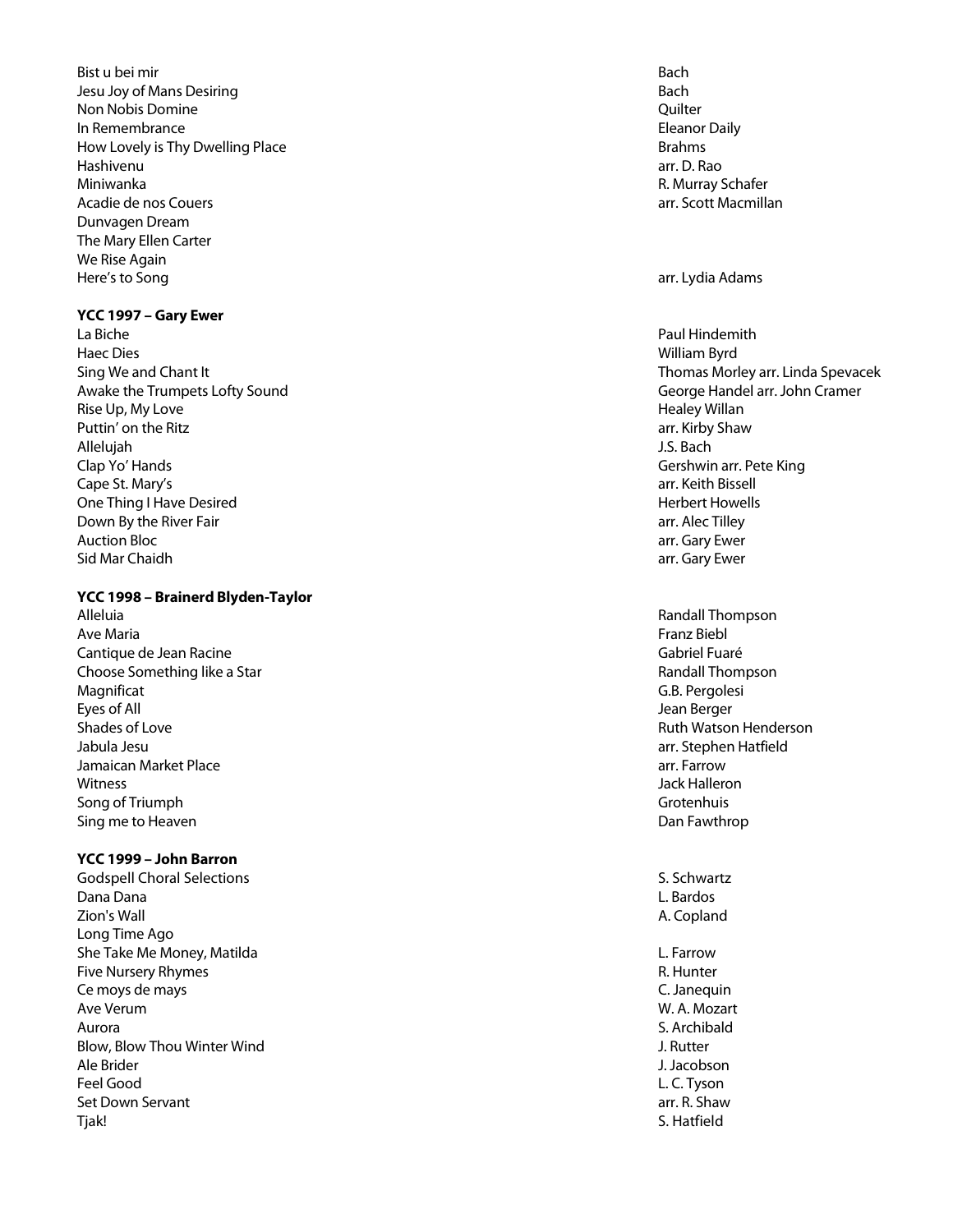| | |
|---|---|
| Bist u bei mir | Bach |
| Jesu Joy of Mans Desiring | Bach |
| Non Nobis Domine | Quilter |
| In Remembrance | Eleanor Daily |
| How Lovely is Thy Dwelling Place | Brahms |
| Hashivenu | arr. D. Rao |
| Miniwanka | R. Murray Schafer |
| Acadie de nos Couers | arr. Scott Macmillan |
| Dunvagen Dream | |
| The Mary Ellen Carter | |
| We Rise Again | |
| Here's to Song | arr. Lydia Adams |

**YCC 1997 – Gary Ewer**

| | |
|---|---|
| La Biche | Paul Hindemith |
| Haec Dies | William Byrd |
| Sing We and Chant It | Thomas Morley arr. Linda Spevacek |
| Awake the Trumpets Lofty Sound | George Handel arr. John Cramer |
| Rise Up, My Love | Healey Willan |
| Puttin' on the Ritz | arr. Kirby Shaw |
| Allelujah | J.S. Bach |
| Clap Yo' Hands | Gershwin arr. Pete King |
| Cape St. Mary's | arr. Keith Bissell |
| One Thing I Have Desired | Herbert Howells |
| Down By the River Fair | arr. Alec Tilley |
| Auction Bloc | arr. Gary Ewer |
| Sid Mar Chaidh | arr. Gary Ewer |

**YCC 1998 – Brainerd Blyden-Taylor**

| | |
|---|---|
| Alleluia | Randall Thompson |
| Ave Maria | Franz Biebl |
| Cantique de Jean Racine | Gabriel Fuaré |
| Choose Something like a Star | Randall Thompson |
| Magnificat | G.B. Pergolesi |
| Eyes of All | Jean Berger |
| Shades of Love | Ruth Watson Henderson |
| Jabula Jesu | arr. Stephen Hatfield |
| Jamaican Market Place | arr. Farrow |
| Witness | Jack Halleron |
| Song of Triumph | Grotenhuis |
| Sing me to Heaven | Dan Fawthrop |

**YCC 1999 – John Barron**

| | |
|---|---|
| Godspell Choral Selections | S. Schwartz |
| Dana Dana | L. Bardos |
| Zion's Wall | A. Copland |
| Long Time Ago | |
| She Take Me Money, Matilda | L. Farrow |
| Five Nursery Rhymes | R. Hunter |
| Ce moys de mays | C. Janequin |
| Ave Verum | W. A. Mozart |
| Aurora | S. Archibald |
| Blow, Blow Thou Winter Wind | J. Rutter |
| Ale Brider | J. Jacobson |
| Feel Good | L. C. Tyson |
| Set Down Servant | arr. R. Shaw |
| Tjak! | S. Hatfield |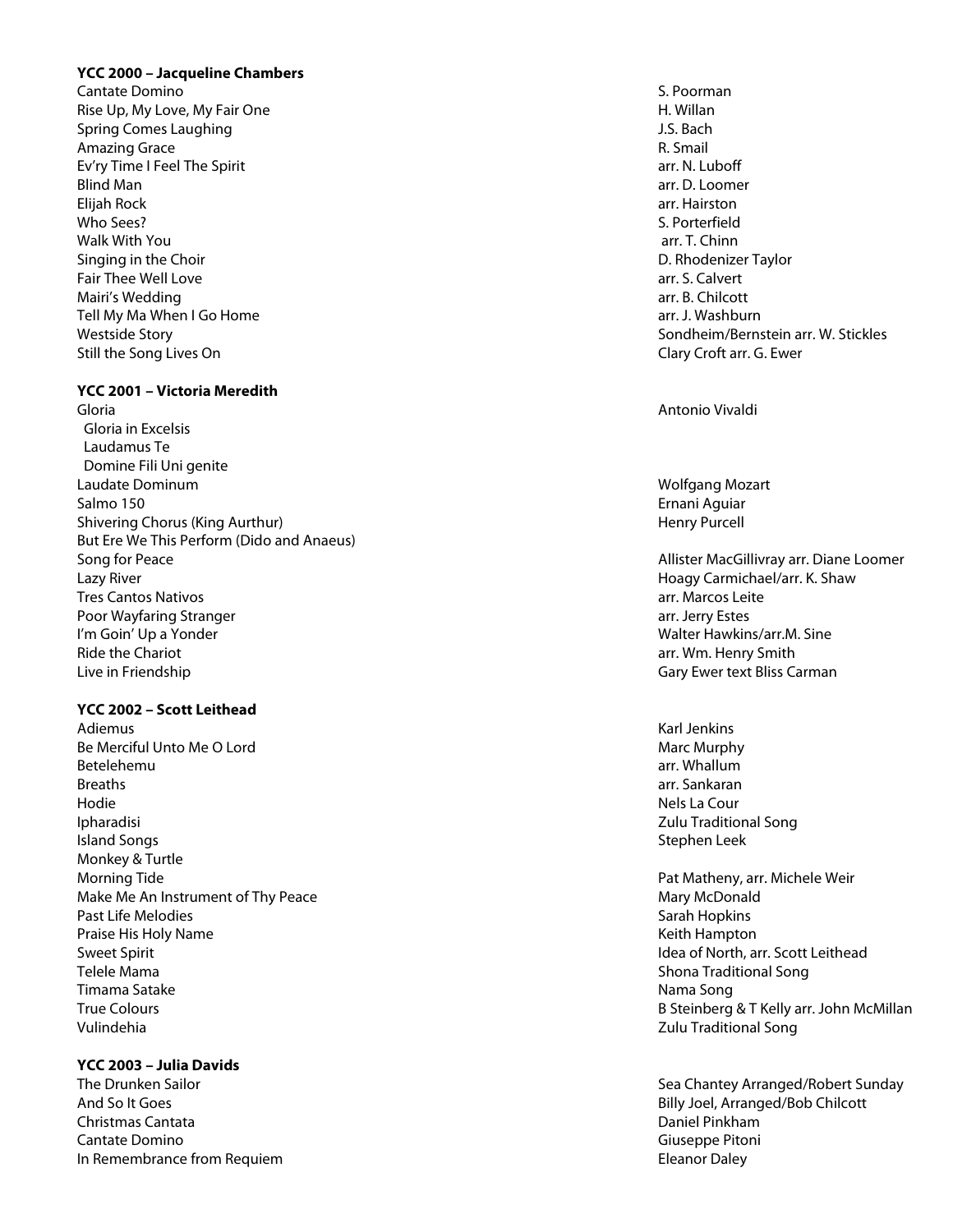**YCC 2000 – Jacqueline Chambers**

| | |
|---|---|
| Cantate Domino | S. Poorman |
| Rise Up, My Love, My Fair One | H. Willan |
| Spring Comes Laughing | J.S. Bach |
| Amazing Grace | R. Smail |
| Ev'ry Time I Feel The Spirit | arr. N. Luboff |
| Blind Man | arr. D. Loomer |
| Elijah Rock | arr. Hairston |
| Who Sees? | S. Porterfield |
| Walk With You | arr. T. Chinn |
| Singing in the Choir | D. Rhodenizer Taylor |
| Fair Thee Well Love | arr. S. Calvert |
| Mairi's Wedding | arr. B. Chilcott |
| Tell My Ma When I Go Home | arr. J. Washburn |
| Westside Story | Sondheim/Bernstein arr. W. Stickles |
| Still the Song Lives On | Clary Croft arr. G. Ewer |

**YCC 2001 – Victoria Meredith**

| | |
|---|---|
| Gloria | Antonio Vivaldi |
| Gloria in Excelsis | |
| Laudamus Te | |
| Domine Fili Uni genite | |
| Laudate Dominum | Wolfgang Mozart |
| Salmo 150 | Ernani Aguiar |
| Shivering Chorus (King Aurthur) | Henry Purcell |
| But Ere We This Perform (Dido and Anaeus) | |
| Song for Peace | Allister MacGillivray arr. Diane Loomer |
| Lazy River | Hoagy Carmichael/arr. K. Shaw |
| Tres Cantos Nativos | arr. Marcos Leite |
| Poor Wayfaring Stranger | arr. Jerry Estes |
| I'm Goin' Up a Yonder | Walter Hawkins/arr.M. Sine |
| Ride the Chariot | arr. Wm. Henry Smith |
| Live in Friendship | Gary Ewer text Bliss Carman |

**YCC 2002 – Scott Leithead**

| | |
|---|---|
| Adiemus | Karl Jenkins |
| Be Merciful Unto Me O Lord | Marc Murphy |
| Betelehemu | arr. Whallum |
| Breaths | arr. Sankaran |
| Hodie | Nels La Cour |
| Ipharadisi | Zulu Traditional Song |
| Island Songs | Stephen Leek |
| Monkey & Turtle | |
| Morning Tide | Pat Matheny, arr. Michele Weir |
| Make Me An Instrument of Thy Peace | Mary McDonald |
| Past Life Melodies | Sarah Hopkins |
| Praise His Holy Name | Keith Hampton |
| Sweet Spirit | Idea of North, arr. Scott Leithead |
| Telele Mama | Shona Traditional Song |
| Timama Satake | Nama Song |
| True Colours | B Steinberg & T Kelly arr. John McMillan |
| Vulindehia | Zulu Traditional Song |

**YCC 2003 – Julia Davids**

| | |
|---|---|
| The Drunken Sailor | Sea Chantey Arranged/Robert Sunday |
| And So It Goes | Billy Joel, Arranged/Bob Chilcott |
| Christmas Cantata | Daniel Pinkham |
| Cantate Domino | Giuseppe Pitoni |
| In Remembrance from Requiem | Eleanor Daley |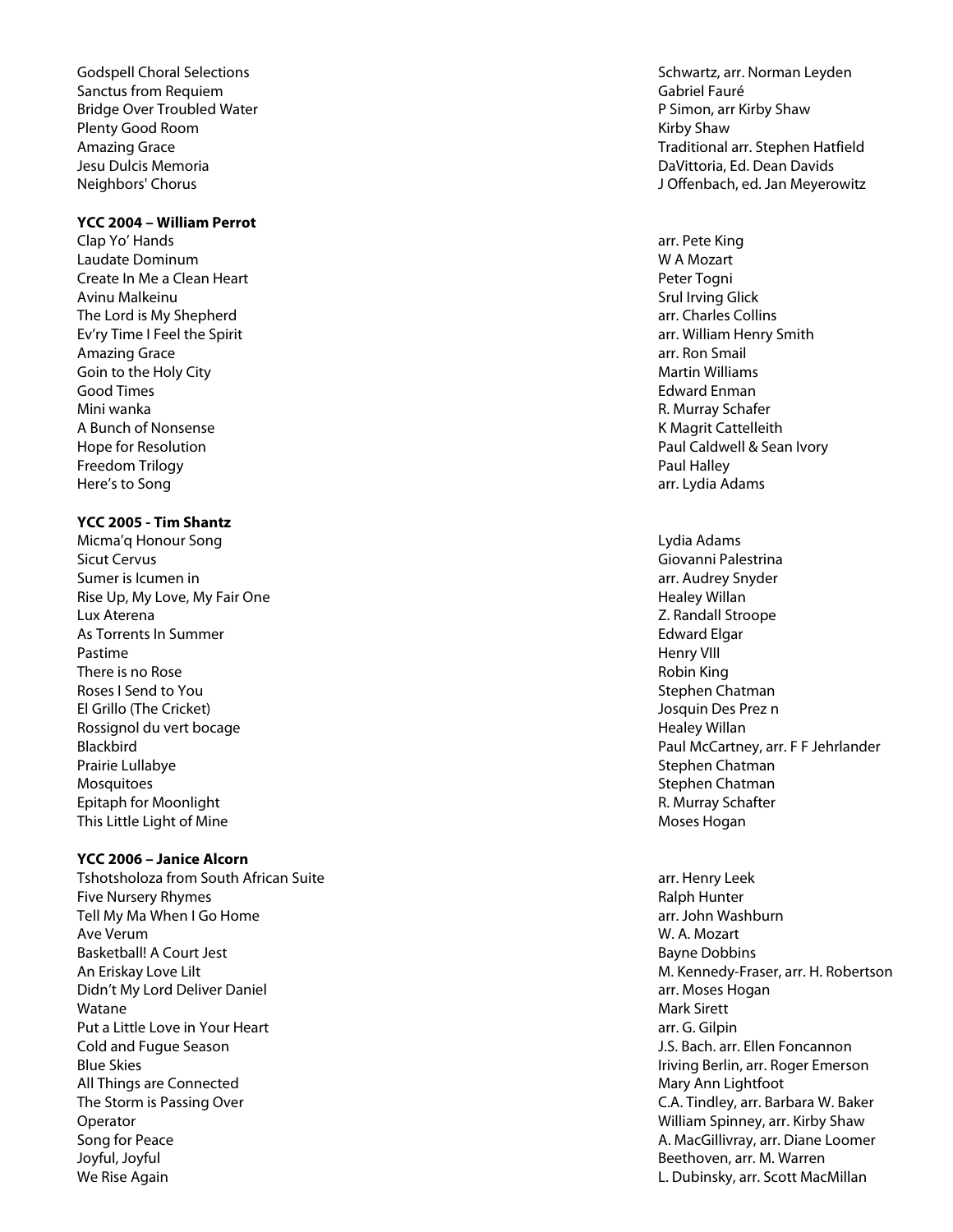| | |
|---|---|
| Godspell Choral Selections | Schwartz, arr. Norman Leyden |
| Sanctus from Requiem | Gabriel Fauré |
| Bridge Over Troubled Water | P Simon, arr Kirby Shaw |
| Plenty Good Room | Kirby Shaw |
| Amazing Grace | Traditional arr. Stephen Hatfield |
| Jesu Dulcis Memoria | DaVittoria, Ed. Dean Davids |
| Neighbors' Chorus | J Offenbach, ed. Jan Meyerowitz |

**YCC 2004 – William Perrot**

| | |
|---|---|
| Clap Yo' Hands | arr. Pete King |
| Laudate Dominum | W A Mozart |
| Create In Me a Clean Heart | Peter Togni |
| Avinu Malkeinu | Srul Irving Glick |
| The Lord is My Shepherd | arr. Charles Collins |
| Ev'ry Time I Feel the Spirit | arr. William Henry Smith |
| Amazing Grace | arr. Ron Smail |
| Goin to the Holy City | Martin Williams |
| Good Times | Edward Enman |
| Mini wanka | R. Murray Schafer |
| A Bunch of Nonsense | K Magrit Cattelleith |
| Hope for Resolution | Paul Caldwell & Sean Ivory |
| Freedom Trilogy | Paul Halley |
| Here's to Song | arr. Lydia Adams |

**YCC 2005 - Tim Shantz**

| | |
|---|---|
| Micma'q Honour Song | Lydia Adams |
| Sicut Cervus | Giovanni Palestrina |
| Sumer is Icumen in | arr. Audrey Snyder |
| Rise Up, My Love, My Fair One | Healey Willan |
| Lux Aterena | Z. Randall Stroope |
| As Torrents In Summer | Edward Elgar |
| Pastime | Henry VIII |
| There is no Rose | Robin King |
| Roses I Send to You | Stephen Chatman |
| El Grillo (The Cricket) | Josquin Des Prez n |
| Rossignol du vert bocage | Healey Willan |
| Blackbird | Paul McCartney, arr. F F Jehrlander |
| Prairie Lullabye | Stephen Chatman |
| Mosquitoes | Stephen Chatman |
| Epitaph for Moonlight | R. Murray Schafter |
| This Little Light of Mine | Moses Hogan |

**YCC 2006 – Janice Alcorn**

| | |
|---|---|
| Tshotsholoza from South African Suite | arr. Henry Leek |
| Five Nursery Rhymes | Ralph Hunter |
| Tell My Ma When I Go Home | arr. John Washburn |
| Ave Verum | W. A. Mozart |
| Basketball! A Court Jest | Bayne Dobbins |
| An Eriskay Love Lilt | M. Kennedy-Fraser, arr. H. Robertson |
| Didn't My Lord Deliver Daniel | arr. Moses Hogan |
| Watane | Mark Sirett |
| Put a Little Love in Your Heart | arr. G. Gilpin |
| Cold and Fugue Season | J.S. Bach. arr. Ellen Foncannon |
| Blue Skies | Iriving Berlin, arr. Roger Emerson |
| All Things are Connected | Mary Ann Lightfoot |
| The Storm is Passing Over | C.A. Tindley, arr. Barbara W. Baker |
| Operator | William Spinney, arr. Kirby Shaw |
| Song for Peace | A. MacGillivray, arr. Diane Loomer |
| Joyful, Joyful | Beethoven, arr. M. Warren |
| We Rise Again | L. Dubinsky, arr. Scott MacMillan |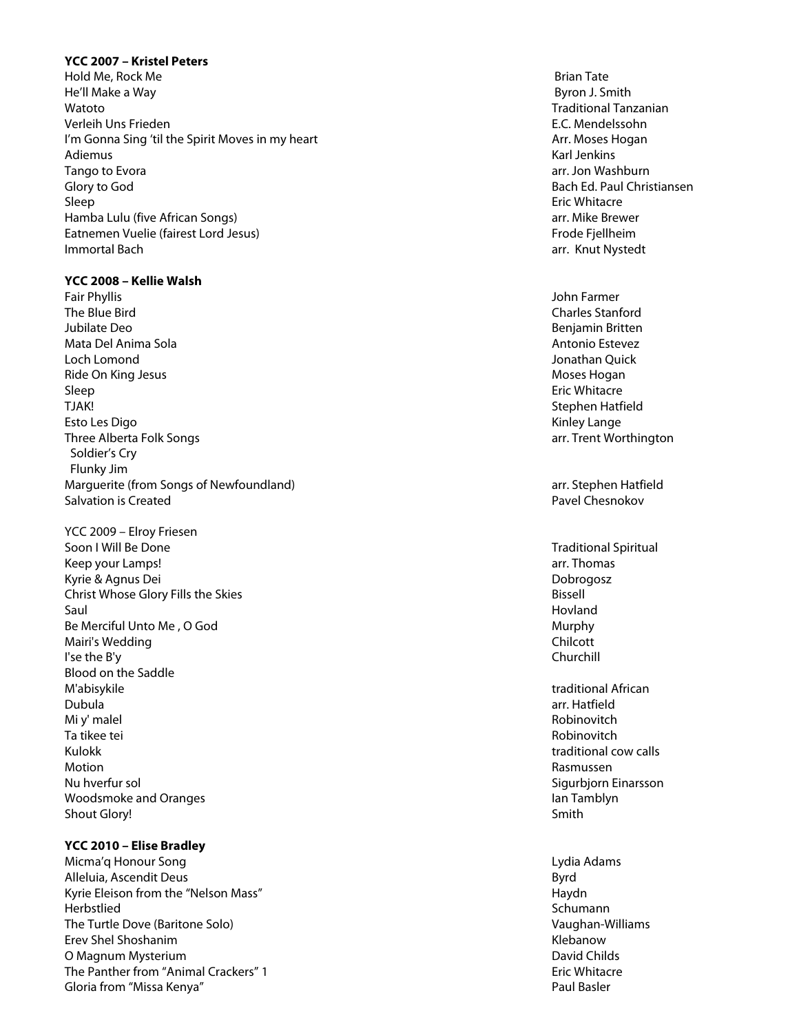**YCC 2007 – Kristel Peters**

| | |
|---|---|
| Hold Me, Rock Me | Brian Tate |
| He'll Make a Way | Byron J. Smith |
| Watoto | Traditional Tanzanian |
| Verleih Uns Frieden | E.C. Mendelssohn |
| I'm Gonna Sing 'til the Spirit Moves in my heart | Arr. Moses Hogan |
| Adiemus | Karl Jenkins |
| Tango to Evora | arr. Jon Washburn |
| Glory to God | Bach Ed. Paul Christiansen |
| Sleep | Eric Whitacre |
| Hamba Lulu (five African Songs) | arr. Mike Brewer |
| Eatnemen Vuelie (fairest Lord Jesus) | Frode Fjellheim |
| Immortal Bach | arr. Knut Nystedt |

**YCC 2008 – Kellie Walsh**

| | |
|---|---|
| Fair Phyllis | John Farmer |
| The Blue Bird | Charles Stanford |
| Jubilate Deo | Benjamin Britten |
| Mata Del Anima Sola | Antonio Estevez |
| Loch Lomond | Jonathan Quick |
| Ride On King Jesus | Moses Hogan |
| Sleep | Eric Whitacre |
| TJAK! | Stephen Hatfield |
| Esto Les Digo | Kinley Lange |
| Three Alberta Folk Songs | arr. Trent Worthington |
| Soldier's Cry | |
| Flunky Jim | |
| Marguerite (from Songs of Newfoundland) | arr. Stephen Hatfield |
| Salvation is Created | Pavel Chesnokov |

YCC 2009 – Elroy Friesen

| | |
|---|---|
| Soon I Will Be Done | Traditional Spiritual |
| Keep your Lamps! | arr. Thomas |
| Kyrie & Agnus Dei | Dobrogosz |
| Christ Whose Glory Fills the Skies | Bissell |
| Saul | Hovland |
| Be Merciful Unto Me , O God | Murphy |
| Mairi's Wedding | Chilcott |
| I'se the B'y | Churchill |
| Blood on the Saddle | |
| M'abisykile | traditional African |
| Dubula | arr. Hatfield |
| Mi y' malel | Robinovitch |
| Ta tikee tei | Robinovitch |
| Kulokk | traditional cow calls |
| Motion | Rasmussen |
| Nu hverfur sol | Sigurbjorn Einarsson |
| Woodsmoke and Oranges | Ian Tamblyn |
| Shout Glory! | Smith |

**YCC 2010 – Elise Bradley**

| | |
|---|---|
| Micma'q Honour Song | Lydia Adams |
| Alleluia, Ascendit Deus | Byrd |
| Kyrie Eleison from the "Nelson Mass" | Haydn |
| Herbstlied | Schumann |
| The Turtle Dove (Baritone Solo) | Vaughan-Williams |
| Erev Shel Shoshanim | Klebanow |
| O Magnum Mysterium | David Childs |
| The Panther from "Animal Crackers" 1 | Eric Whitacre |
| Gloria from "Missa Kenya" | Paul Basler |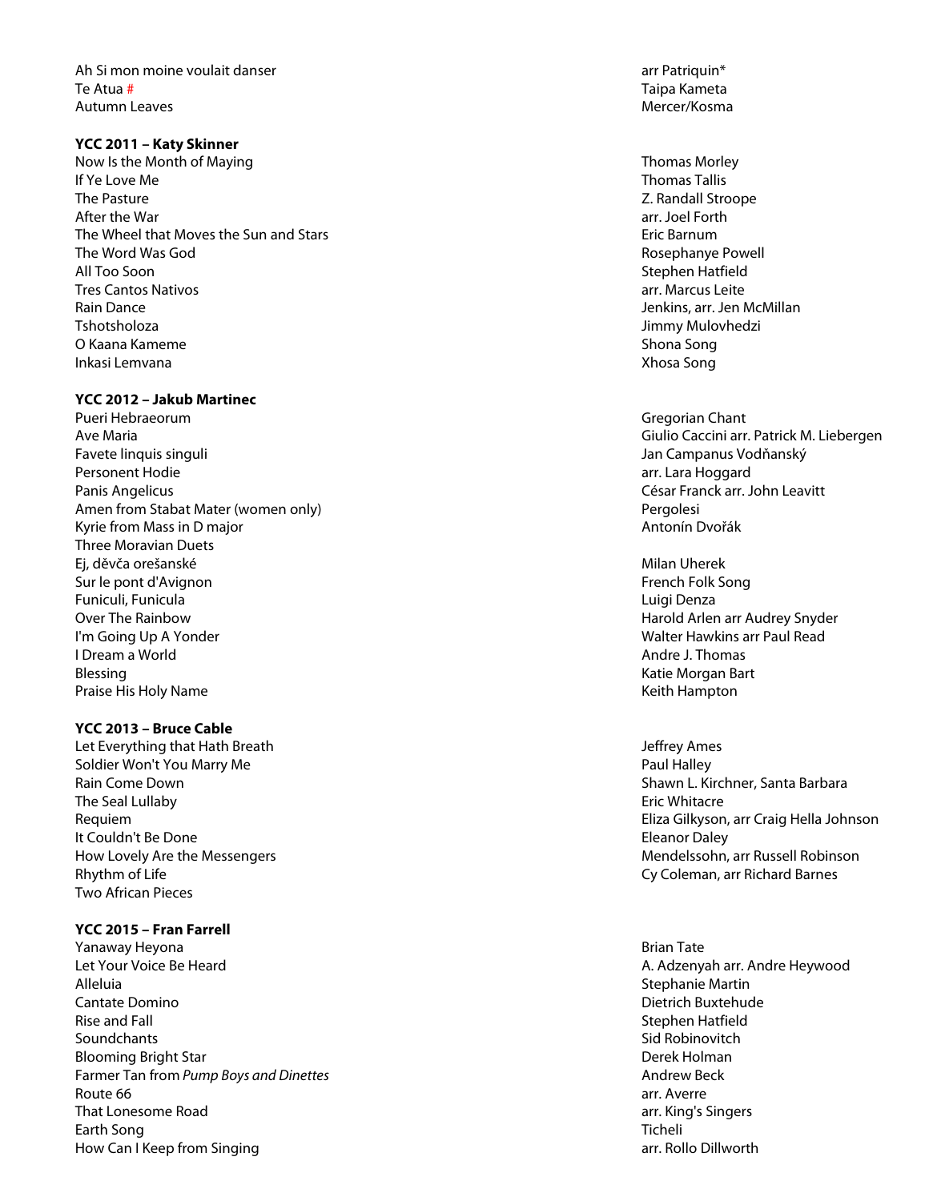| | |
|---|---|
| Ah Si mon moine voulait danser | arr Patriquin* |
| Te Atua # | Taipa Kameta |
| Autumn Leaves | Mercer/Kosma |

**YCC 2011 – Katy Skinner**

| | |
|---|---|
| Now Is the Month of Maying | Thomas Morley |
| If Ye Love Me | Thomas Tallis |
| The Pasture | Z. Randall Stroope |
| After the War | arr. Joel Forth |
| The Wheel that Moves the Sun and Stars | Eric Barnum |
| The Word Was God | Rosephanye Powell |
| All Too Soon | Stephen Hatfield |
| Tres Cantos Nativos | arr. Marcus Leite |
| Rain Dance | Jenkins, arr. Jen McMillan |
| Tshotsholoza | Jimmy Mulovhedzi |
| O Kaana Kameme | Shona Song |
| Inkasi Lemvana | Xhosa Song |

**YCC 2012 – Jakub Martinec**

| | |
|---|---|
| Pueri Hebraeorum | Gregorian Chant |
| Ave Maria | Giulio Caccini arr. Patrick M. Liebergen |
| Favete linquis singuli | Jan Campanus Vodňanský |
| Personent Hodie | arr. Lara Hoggard |
| Panis Angelicus | César Franck arr. John Leavitt |
| Amen from Stabat Mater (women only) | Pergolesi |
| Kyrie from Mass in D major | Antonín Dvořák |
| Three Moravian Duets | |
| Ej, děvča orešanské | Milan Uherek |
| Sur le pont d'Avignon | French Folk Song |
| Funiculi, Funicula | Luigi Denza |
| Over The Rainbow | Harold Arlen arr Audrey Snyder |
| I'm Going Up A Yonder | Walter Hawkins arr Paul Read |
| I Dream a World | Andre J. Thomas |
| Blessing | Katie Morgan Bart |
| Praise His Holy Name | Keith Hampton |

**YCC 2013 – Bruce Cable**

| | |
|---|---|
| Let Everything that Hath Breath | Jeffrey Ames |
| Soldier Won't You Marry Me | Paul Halley |
| Rain Come Down | Shawn L. Kirchner, Santa Barbara |
| The Seal Lullaby | Eric Whitacre |
| Requiem | Eliza Gilkyson, arr Craig Hella Johnson |
| It Couldn't Be Done | Eleanor Daley |
| How Lovely Are the Messengers | Mendelssohn, arr Russell Robinson |
| Rhythm of Life | Cy Coleman, arr Richard Barnes |
| Two African Pieces | |

**YCC 2015 – Fran Farrell**

| | |
|---|---|
| Yanaway Heyona | Brian Tate |
| Let Your Voice Be Heard | A. Adzenyah arr. Andre Heywood |
| Alleluia | Stephanie Martin |
| Cantate Domino | Dietrich Buxtehude |
| Rise and Fall | Stephen Hatfield |
| Soundchants | Sid Robinovitch |
| Blooming Bright Star | Derek Holman |
| Farmer Tan from *Pump Boys and Dinettes* | Andrew Beck |
| Route 66 | arr. Averre |
| That Lonesome Road | arr. King's Singers |
| Earth Song | Ticheli |
| How Can I Keep from Singing | arr. Rollo Dillworth |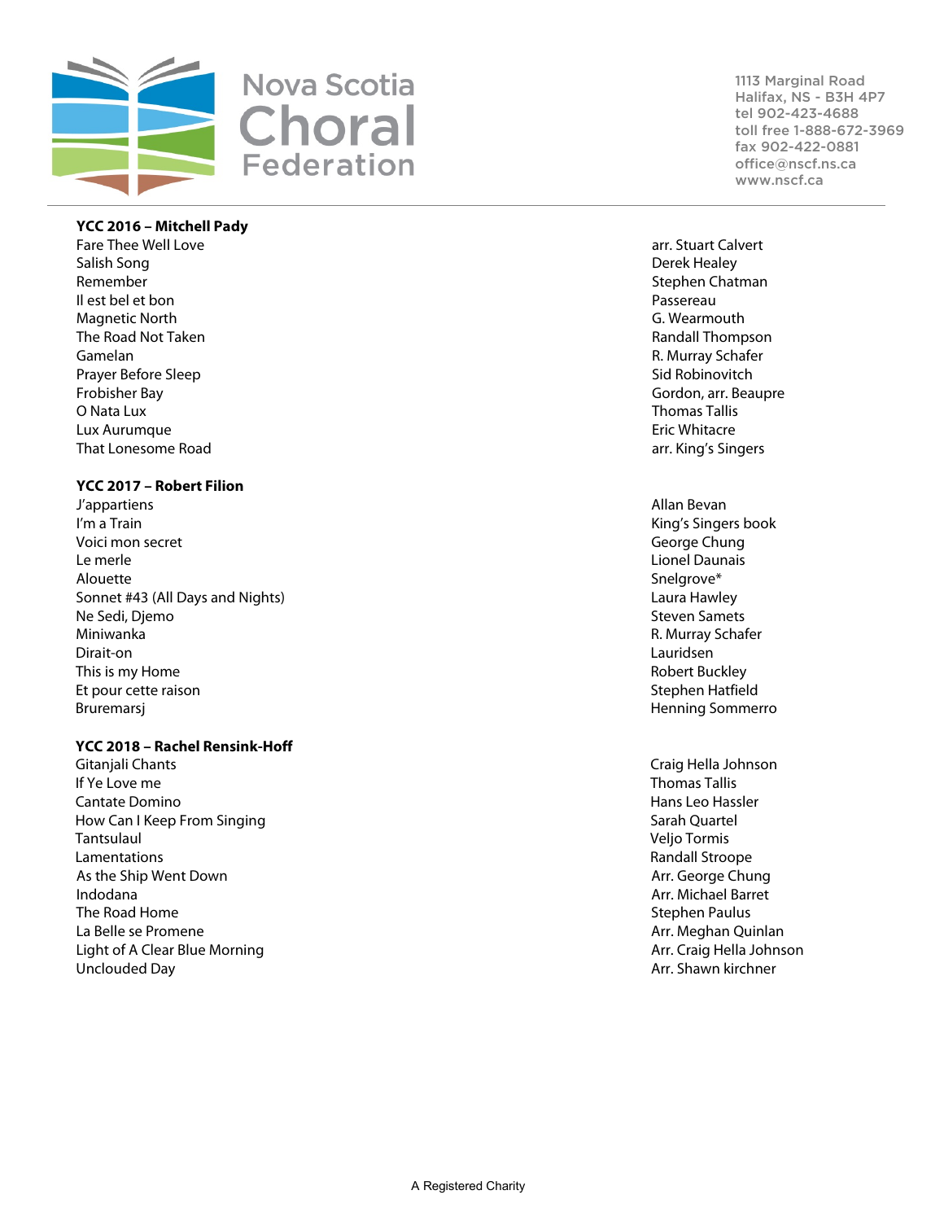Nova Scotia Choral Federation

1113 Marginal Road
Halifax, NS - B3H 4P7
tel 902-423-4688
toll free 1-888-672-3969
fax 902-422-0881
office@nscf.ns.ca
www.nscf.ca

**YCC 2016 – Mitchell Pady**

| | |
|---|---|
| Fare Thee Well Love | arr. Stuart Calvert |
| Salish Song | Derek Healey |
| Remember | Stephen Chatman |
| Il est bel et bon | Passereau |
| Magnetic North | G. Wearmouth |
| The Road Not Taken | Randall Thompson |
| Gamelan | R. Murray Schafer |
| Prayer Before Sleep | Sid Robinovitch |
| Frobisher Bay | Gordon, arr. Beaupre |
| O Nata Lux | Thomas Tallis |
| Lux Aurumque | Eric Whitacre |
| That Lonesome Road | arr. King's Singers |

**YCC 2017 – Robert Filion**

| | |
|---|---|
| J'appartiens | Allan Bevan |
| I'm a Train | King's Singers book |
| Voici mon secret | George Chung |
| Le merle | Lionel Daunais |
| Alouette | Snelgrove* |
| Sonnet #43 (All Days and Nights) | Laura Hawley |
| Ne Sedi, Djemo | Steven Samets |
| Miniwanka | R. Murray Schafer |
| Dirait-on | Lauridsen |
| This is my Home | Robert Buckley |
| Et pour cette raison | Stephen Hatfield |
| Bruremarsj | Henning Sommerro |

**YCC 2018 – Rachel Rensink-Hoff**

| | |
|---|---|
| Gitanjali Chants | Craig Hella Johnson |
| If Ye Love me | Thomas Tallis |
| Cantate Domino | Hans Leo Hassler |
| How Can I Keep From Singing | Sarah Quartel |
| Tantsulaul | Veljo Tormis |
| Lamentations | Randall Stroope |
| As the Ship Went Down | Arr. George Chung |
| Indodana | Arr. Michael Barret |
| The Road Home | Stephen Paulus |
| La Belle se Promene | Arr. Meghan Quinlan |
| Light of A Clear Blue Morning | Arr. Craig Hella Johnson |
| Unclouded Day | Arr. Shawn kirchner |

A Registered Charity